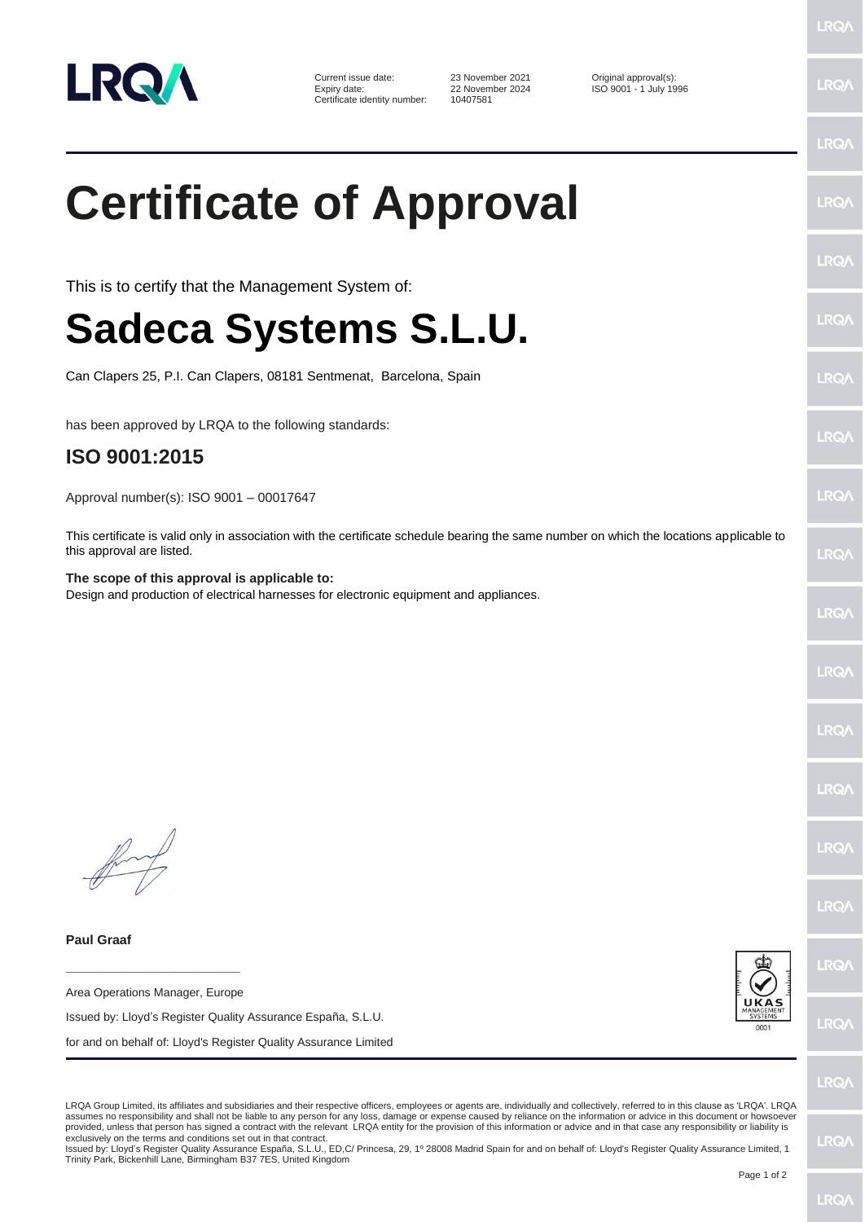LRQA

| | | |
|---|---|---|
| Current issue date: | 23 November 2021 | Original approval(s): |
| Expiry date: | 22 November 2024 | ISO 9001 - 1 July 1996 |
| Certificate identity number: | 10407581 | |

# Certificate of Approval

This is to certify that the Management System of:

# Sadeca Systems S.L.U.

Can Clapers 25, P.I. Can Clapers, 08181 Sentmenat, Barcelona, Spain

has been approved by LRQA to the following standards:

## ISO 9001:2015

Approval number(s): ISO 9001 – 00017647

This certificate is valid only in association with the certificate schedule bearing the same number on which the locations applicable to this approval are listed.

**The scope of this approval is applicable to:**
Design and production of electrical harnesses for electronic equipment and appliances.

**Paul Graaf**

Area Operations Manager, Europe

Issued by: Lloyd's Register Quality Assurance España, S.L.U.

for and on behalf of: Lloyd's Register Quality Assurance Limited

UKAS MANAGEMENT SYSTEMS 0001

LRQA Group Limited, its affiliates and subsidiaries and their respective officers, employees or agents are, individually and collectively, referred to in this clause as 'LRQA'. LRQA assumes no responsibility and shall not be liable to any person for any loss, damage or expense caused by reliance on the information or advice in this document or howsoever provided, unless that person has signed a contract with the relevant LRQA entity for the provision of this information or advice and in that case any responsibility or liability is exclusively on the terms and conditions set out in that contract.
Issued by: Lloyd's Register Quality Assurance España, S.L.U., ED,C/ Princesa, 29, 1º 28008 Madrid Spain for and on behalf of: Lloyd's Register Quality Assurance Limited, 1 Trinity Park, Bickenhill Lane, Birmingham B37 7ES, United Kingdom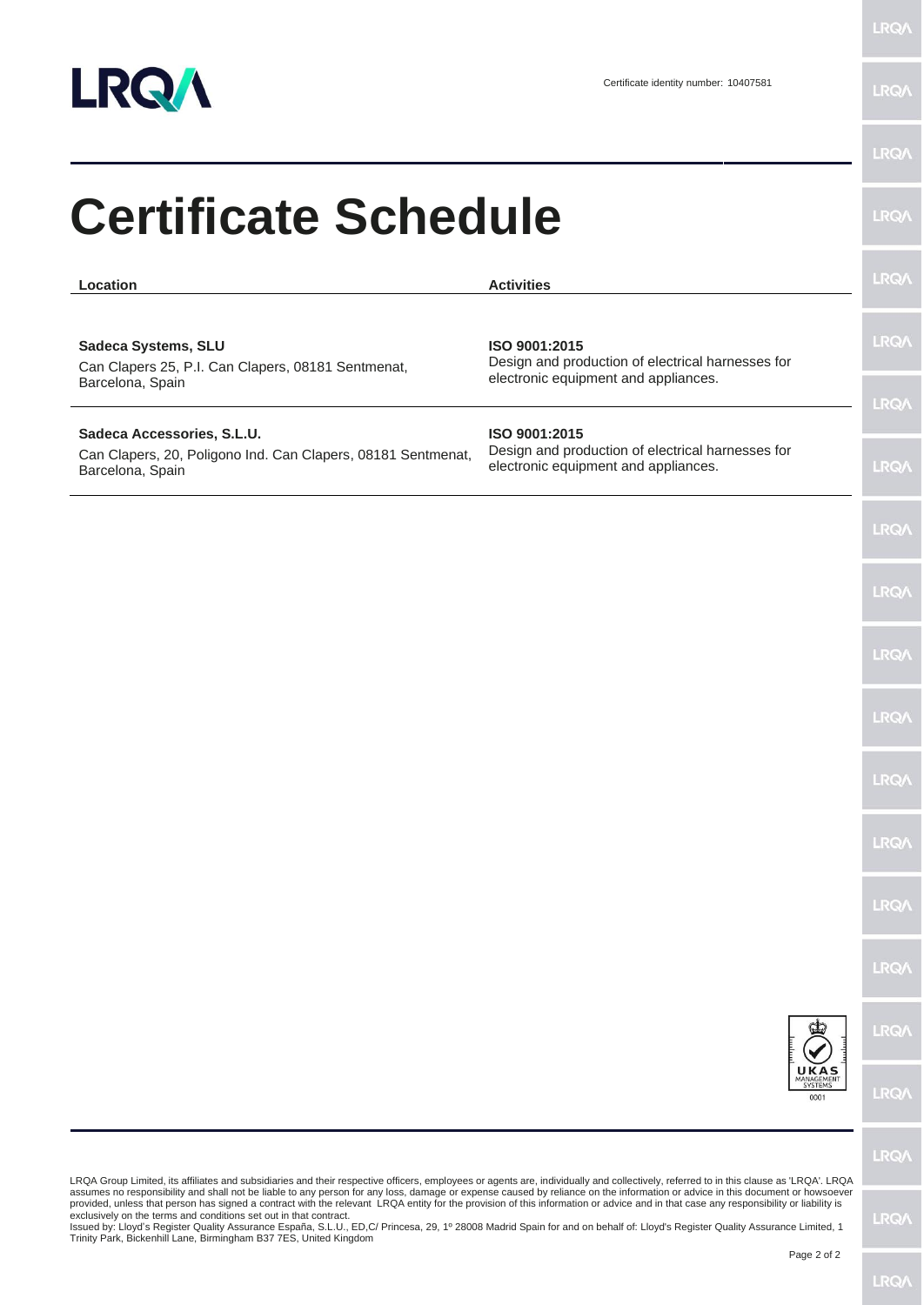Certificate identity number: 10407581

# Certificate Schedule

| Location | Activities |
| --- | --- |
| **Sadeca Systems, SLU**<br>Can Clapers 25, P.I. Can Clapers, 08181 Sentmenat, Barcelona, Spain | **ISO 9001:2015**<br>Design and production of electrical harnesses for electronic equipment and appliances. |
| **Sadeca Accessories, S.L.U.**<br>Can Clapers, 20, Poligono Ind. Can Clapers, 08181 Sentmenat, Barcelona, Spain | **ISO 9001:2015**<br>Design and production of electrical harnesses for electronic equipment and appliances. |

LRQA Group Limited, its affiliates and subsidiaries and their respective officers, employees or agents are, individually and collectively, referred to in this clause as 'LRQA'. LRQA assumes no responsibility and shall not be liable to any person for any loss, damage or expense caused by reliance on the information or advice in this document or howsoever provided, unless that person has signed a contract with the relevant LRQA entity for the provision of this information or advice and in that case any responsibility or liability is exclusively on the terms and conditions set out in that contract.
Issued by: Lloyd's Register Quality Assurance España, S.L.U., ED,C/ Princesa, 29, 1º 28008 Madrid Spain for and on behalf of: Lloyd's Register Quality Assurance Limited, 1 Trinity Park, Bickenhill Lane, Birmingham B37 7ES, United Kingdom